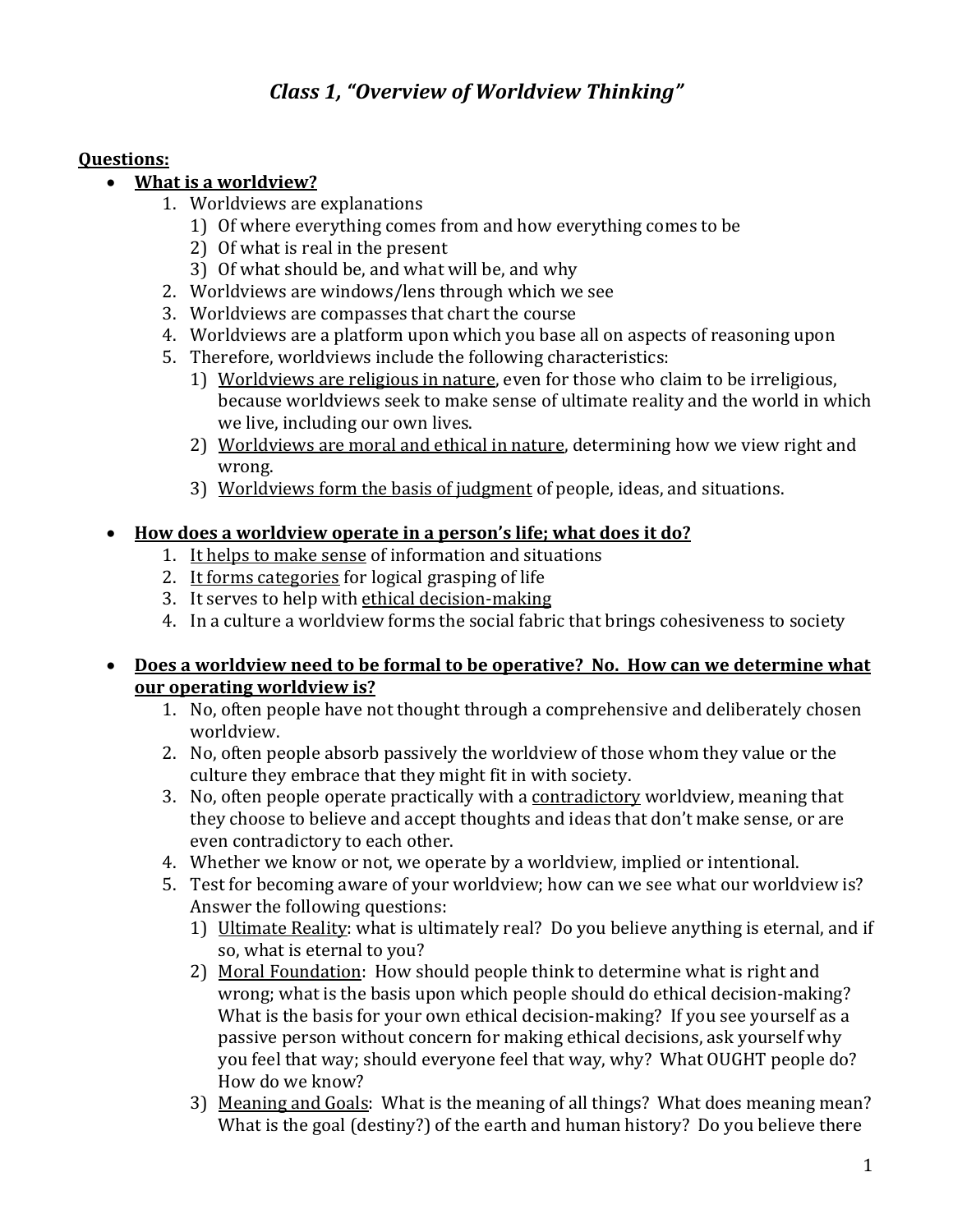# *Class 1, "Overview of Worldview Thinking"*

**Questions:**

- **What is a worldview?**
    1. Worldviews are explanations
        1) Of where everything comes from and how everything comes to be
        2) Of what is real in the present
        3) Of what should be, and what will be, and why
    2. Worldviews are windows/lens through which we see
    3. Worldviews are compasses that chart the course
    4. Worldviews are a platform upon which you base all on aspects of reasoning upon
    5. Therefore, worldviews include the following characteristics:
        1) Worldviews are religious in nature, even for those who claim to be irreligious, because worldviews seek to make sense of ultimate reality and the world in which we live, including our own lives.
        2) Worldviews are moral and ethical in nature, determining how we view right and wrong.
        3) Worldviews form the basis of judgment of people, ideas, and situations.

- **How does a worldview operate in a person's life; what does it do?**
    1. It helps to make sense of information and situations
    2. It forms categories for logical grasping of life
    3. It serves to help with ethical decision-making
    4. In a culture a worldview forms the social fabric that brings cohesiveness to society

- **Does a worldview need to be formal to be operative? No. How can we determine what our operating worldview is?**
    1. No, often people have not thought through a comprehensive and deliberately chosen worldview.
    2. No, often people absorb passively the worldview of those whom they value or the culture they embrace that they might fit in with society.
    3. No, often people operate practically with a contradictory worldview, meaning that they choose to believe and accept thoughts and ideas that don't make sense, or are even contradictory to each other.
    4. Whether we know or not, we operate by a worldview, implied or intentional.
    5. Test for becoming aware of your worldview; how can we see what our worldview is? Answer the following questions:
        1) Ultimate Reality: what is ultimately real? Do you believe anything is eternal, and if so, what is eternal to you?
        2) Moral Foundation: How should people think to determine what is right and wrong; what is the basis upon which people should do ethical decision-making? What is the basis for your own ethical decision-making? If you see yourself as a passive person without concern for making ethical decisions, ask yourself why you feel that way; should everyone feel that way, why? What OUGHT people do? How do we know?
        3) Meaning and Goals: What is the meaning of all things? What does meaning mean? What is the goal (destiny?) of the earth and human history? Do you believe there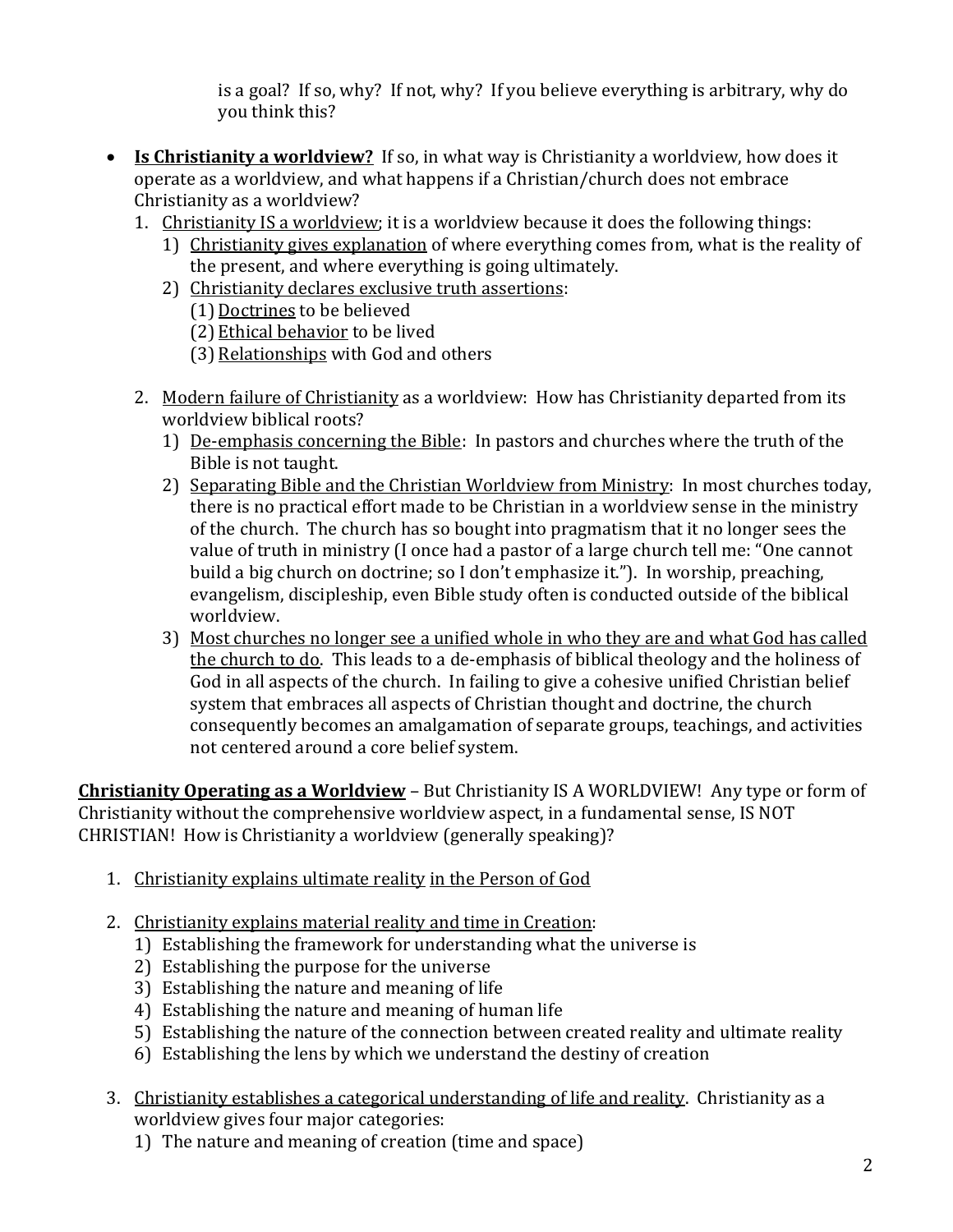is a goal? If so, why? If not, why? If you believe everything is arbitrary, why do you think this?

- **<u>Is Christianity a worldview?</u>** If so, in what way is Christianity a worldview, how does it operate as a worldview, and what happens if a Christian/church does not embrace Christianity as a worldview?
  1. <u>Christianity IS a worldview</u>; it is a worldview because it does the following things:
     1) <u>Christianity gives explanation</u> of where everything comes from, what is the reality of the present, and where everything is going ultimately.
     2) <u>Christianity declares exclusive truth assertions</u>:
        (1) <u>Doctrines</u> to be believed
        (2) <u>Ethical behavior</u> to be lived
        (3) <u>Relationships</u> with God and others
  2. <u>Modern failure of Christianity</u> as a worldview: How has Christianity departed from its worldview biblical roots?
     1) <u>De-emphasis concerning the Bible</u>: In pastors and churches where the truth of the Bible is not taught.
     2) <u>Separating Bible and the Christian Worldview from Ministry</u>: In most churches today, there is no practical effort made to be Christian in a worldview sense in the ministry of the church. The church has so bought into pragmatism that it no longer sees the value of truth in ministry (I once had a pastor of a large church tell me: "One cannot build a big church on doctrine; so I don't emphasize it."). In worship, preaching, evangelism, discipleship, even Bible study often is conducted outside of the biblical worldview.
     3) <u>Most churches no longer see a unified whole in who they are and what God has called the church to do</u>. This leads to a de-emphasis of biblical theology and the holiness of God in all aspects of the church. In failing to give a cohesive unified Christian belief system that embraces all aspects of Christian thought and doctrine, the church consequently becomes an amalgamation of separate groups, teachings, and activities not centered around a core belief system.

**<u>Christianity Operating as a Worldview</u>** – But Christianity IS A WORLDVIEW! Any type or form of Christianity without the comprehensive worldview aspect, in a fundamental sense, IS NOT CHRISTIAN! How is Christianity a worldview (generally speaking)?

1. <u>Christianity explains ultimate reality</u> <u>in the Person of God</u>
2. <u>Christianity explains material reality and time in Creation</u>:
   1) Establishing the framework for understanding what the universe is
   2) Establishing the purpose for the universe
   3) Establishing the nature and meaning of life
   4) Establishing the nature and meaning of human life
   5) Establishing the nature of the connection between created reality and ultimate reality
   6) Establishing the lens by which we understand the destiny of creation
3. <u>Christianity establishes a categorical understanding of life and reality</u>. Christianity as a worldview gives four major categories:
   1) The nature and meaning of creation (time and space)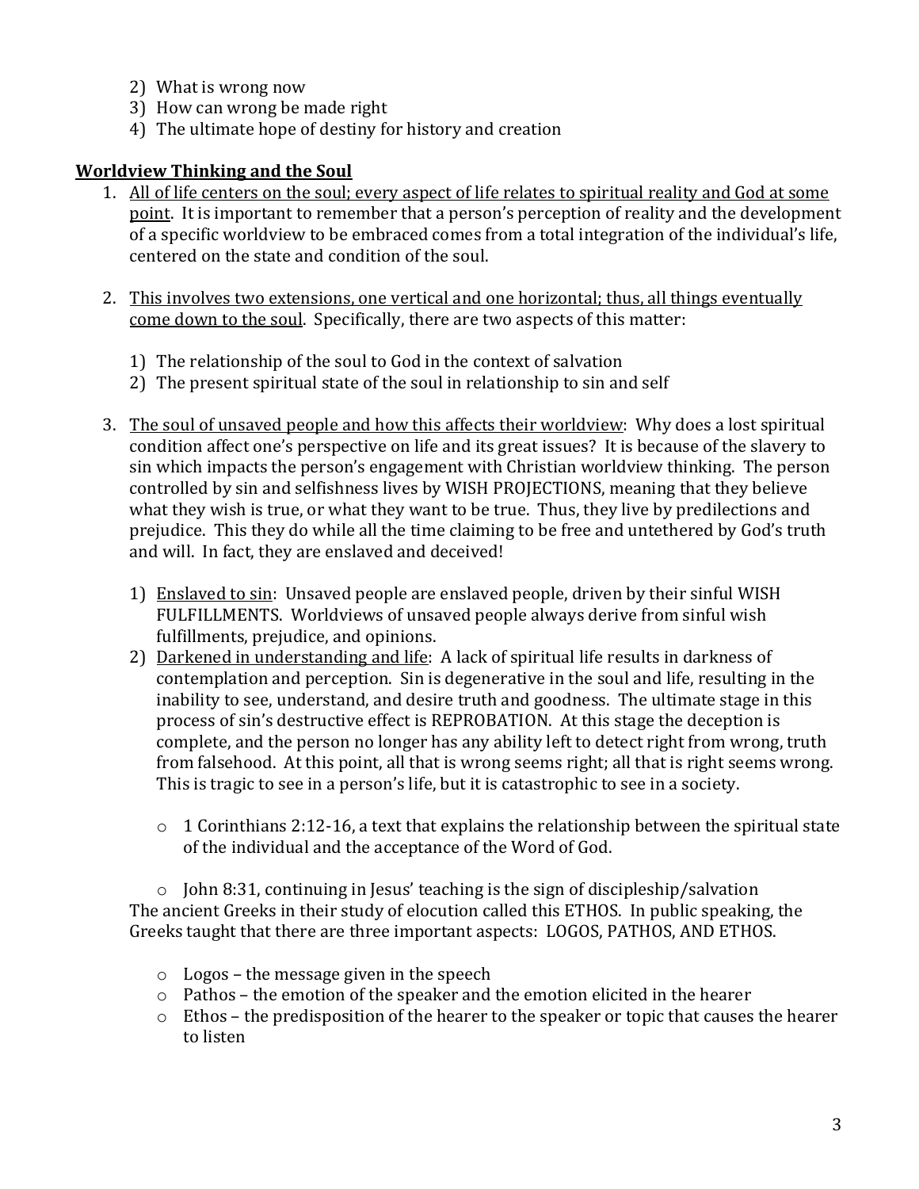2) What is wrong now
3) How can wrong be made right
4) The ultimate hope of destiny for history and creation

## Worldview Thinking and the Soul

1. <u>All of life centers on the soul; every aspect of life relates to spiritual reality and God at some point</u>. It is important to remember that a person's perception of reality and the development of a specific worldview to be embraced comes from a total integration of the individual's life, centered on the state and condition of the soul.

2. <u>This involves two extensions, one vertical and one horizontal; thus, all things eventually come down to the soul</u>. Specifically, there are two aspects of this matter:

   1) The relationship of the soul to God in the context of salvation
   2) The present spiritual state of the soul in relationship to sin and self

3. <u>The soul of unsaved people and how this affects their worldview</u>: Why does a lost spiritual condition affect one's perspective on life and its great issues? It is because of the slavery to sin which impacts the person's engagement with Christian worldview thinking. The person controlled by sin and selfishness lives by WISH PROJECTIONS, meaning that they believe what they wish is true, or what they want to be true. Thus, they live by predilections and prejudice. This they do while all the time claiming to be free and untethered by God's truth and will. In fact, they are enslaved and deceived!

   1) <u>Enslaved to sin</u>: Unsaved people are enslaved people, driven by their sinful WISH FULFILLMENTS. Worldviews of unsaved people always derive from sinful wish fulfillments, prejudice, and opinions.
   2) <u>Darkened in understanding and life</u>: A lack of spiritual life results in darkness of contemplation and perception. Sin is degenerative in the soul and life, resulting in the inability to see, understand, and desire truth and goodness. The ultimate stage in this process of sin's destructive effect is REPROBATION. At this stage the deception is complete, and the person no longer has any ability left to detect right from wrong, truth from falsehood. At this point, all that is wrong seems right; all that is right seems wrong. This is tragic to see in a person's life, but it is catastrophic to see in a society.

      - 1 Corinthians 2:12-16, a text that explains the relationship between the spiritual state of the individual and the acceptance of the Word of God.

      - John 8:31, continuing in Jesus' teaching is the sign of discipleship/salvation

The ancient Greeks in their study of elocution called this ETHOS. In public speaking, the Greeks taught that there are three important aspects: LOGOS, PATHOS, AND ETHOS.

- Logos – the message given in the speech
- Pathos – the emotion of the speaker and the emotion elicited in the hearer
- Ethos – the predisposition of the hearer to the speaker or topic that causes the hearer to listen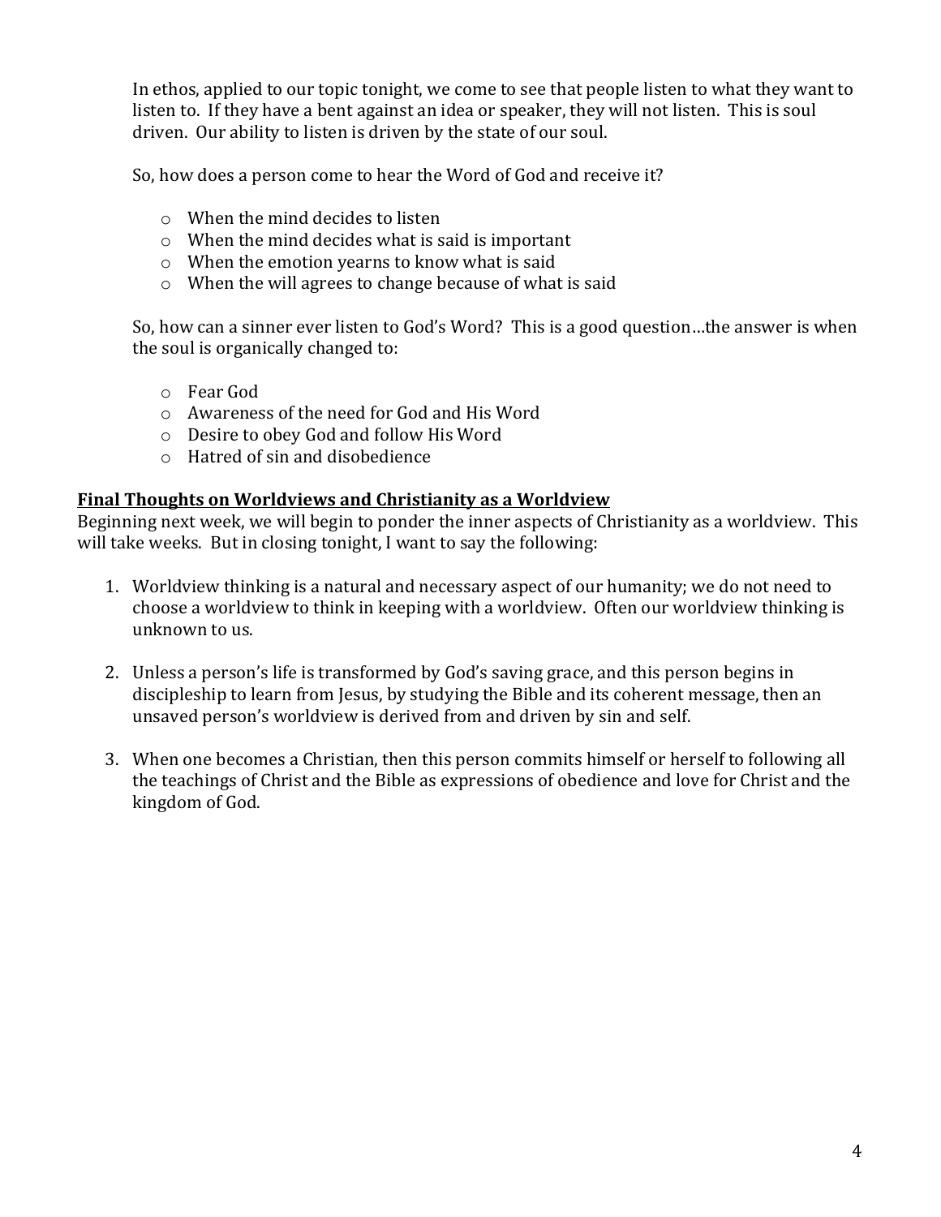In ethos, applied to our topic tonight, we come to see that people listen to what they want to listen to. If they have a bent against an idea or speaker, they will not listen. This is soul driven. Our ability to listen is driven by the state of our soul.

So, how does a person come to hear the Word of God and receive it?

- When the mind decides to listen
- When the mind decides what is said is important
- When the emotion yearns to know what is said
- When the will agrees to change because of what is said

So, how can a sinner ever listen to God's Word? This is a good question…the answer is when the soul is organically changed to:

- Fear God
- Awareness of the need for God and His Word
- Desire to obey God and follow His Word
- Hatred of sin and disobedience

**<u>Final Thoughts on Worldviews and Christianity as a Worldview</u>**

Beginning next week, we will begin to ponder the inner aspects of Christianity as a worldview. This will take weeks. But in closing tonight, I want to say the following:

1. Worldview thinking is a natural and necessary aspect of our humanity; we do not need to choose a worldview to think in keeping with a worldview. Often our worldview thinking is unknown to us.

2. Unless a person's life is transformed by God's saving grace, and this person begins in discipleship to learn from Jesus, by studying the Bible and its coherent message, then an unsaved person's worldview is derived from and driven by sin and self.

3. When one becomes a Christian, then this person commits himself or herself to following all the teachings of Christ and the Bible as expressions of obedience and love for Christ and the kingdom of God.